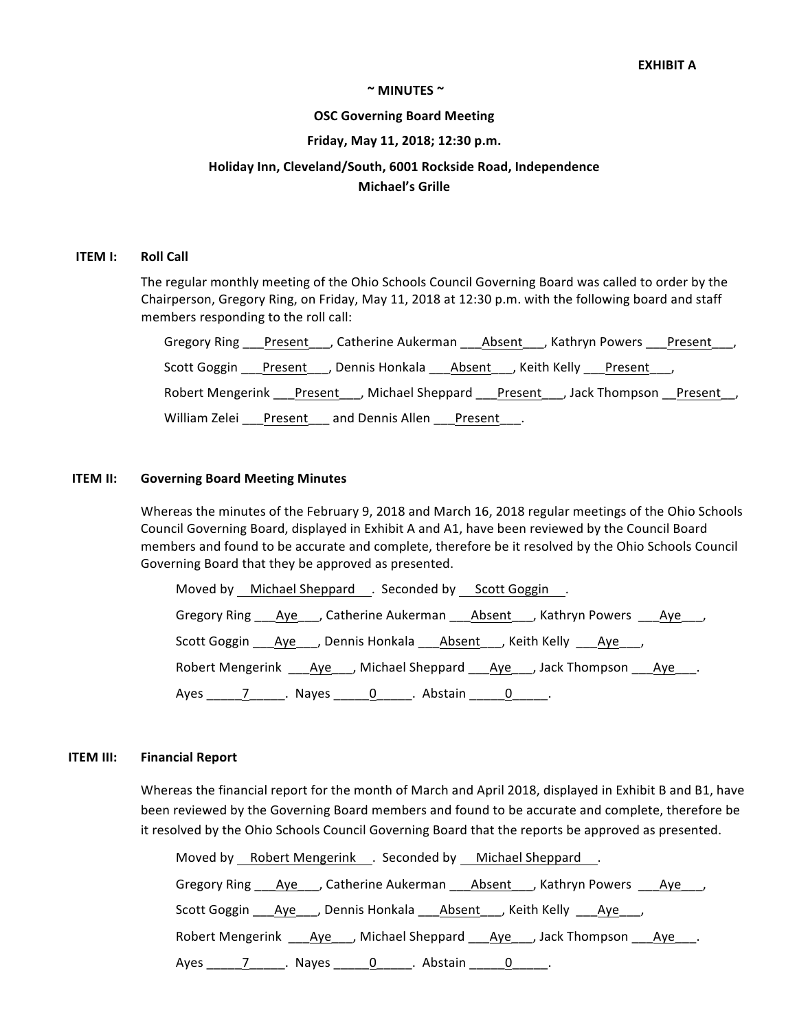**EXHIBIT A**

**~ MINUTES ~**

**OSC Governing Board Meeting**

**Friday, May 11, 2018; 12:30 p.m.**

**Holiday Inn, Cleveland/South, 6001 Rockside Road, Independence**
**Michael's Grille**

**ITEM I: Roll Call**

The regular monthly meeting of the Ohio Schools Council Governing Board was called to order by the Chairperson, Gregory Ring, on Friday, May 11, 2018 at 12:30 p.m. with the following board and staff members responding to the roll call:

Gregory Ring ___Present___, Catherine Aukerman ___Absent___, Kathryn Powers ___Present___, Scott Goggin ___Present___, Dennis Honkala ___Absent___, Keith Kelly ___Present___, Robert Mengerink ___Present___, Michael Sheppard ___Present___, Jack Thompson __Present__, William Zelei ___Present___ and Dennis Allen ___Present___.

**ITEM II: Governing Board Meeting Minutes**

Whereas the minutes of the February 9, 2018 and March 16, 2018 regular meetings of the Ohio Schools Council Governing Board, displayed in Exhibit A and A1, have been reviewed by the Council Board members and found to be accurate and complete, therefore be it resolved by the Ohio Schools Council Governing Board that they be approved as presented.

Moved by __Michael Sheppard__. Seconded by __Scott Goggin__.

Gregory Ring ___Aye___, Catherine Aukerman ___Absent___, Kathryn Powers ___Aye___, Scott Goggin ___Aye___, Dennis Honkala ___Absent___, Keith Kelly ___Aye___, Robert Mengerink ___Aye___, Michael Sheppard ___Aye___, Jack Thompson ___Aye___.

Ayes _____7_____. Nayes _____0_____. Abstain _____0_____.

**ITEM III: Financial Report**

Whereas the financial report for the month of March and April 2018, displayed in Exhibit B and B1, have been reviewed by the Governing Board members and found to be accurate and complete, therefore be it resolved by the Ohio Schools Council Governing Board that the reports be approved as presented.

Moved by __Robert Mengerink__. Seconded by __Michael Sheppard__.

Gregory Ring ___Aye___, Catherine Aukerman ___Absent___, Kathryn Powers ___Aye___, Scott Goggin ___Aye___, Dennis Honkala ___Absent___, Keith Kelly ___Aye___, Robert Mengerink ___Aye___, Michael Sheppard ___Aye___, Jack Thompson ___Aye___.

Ayes _____7_____. Nayes _____0_____. Abstain _____0_____.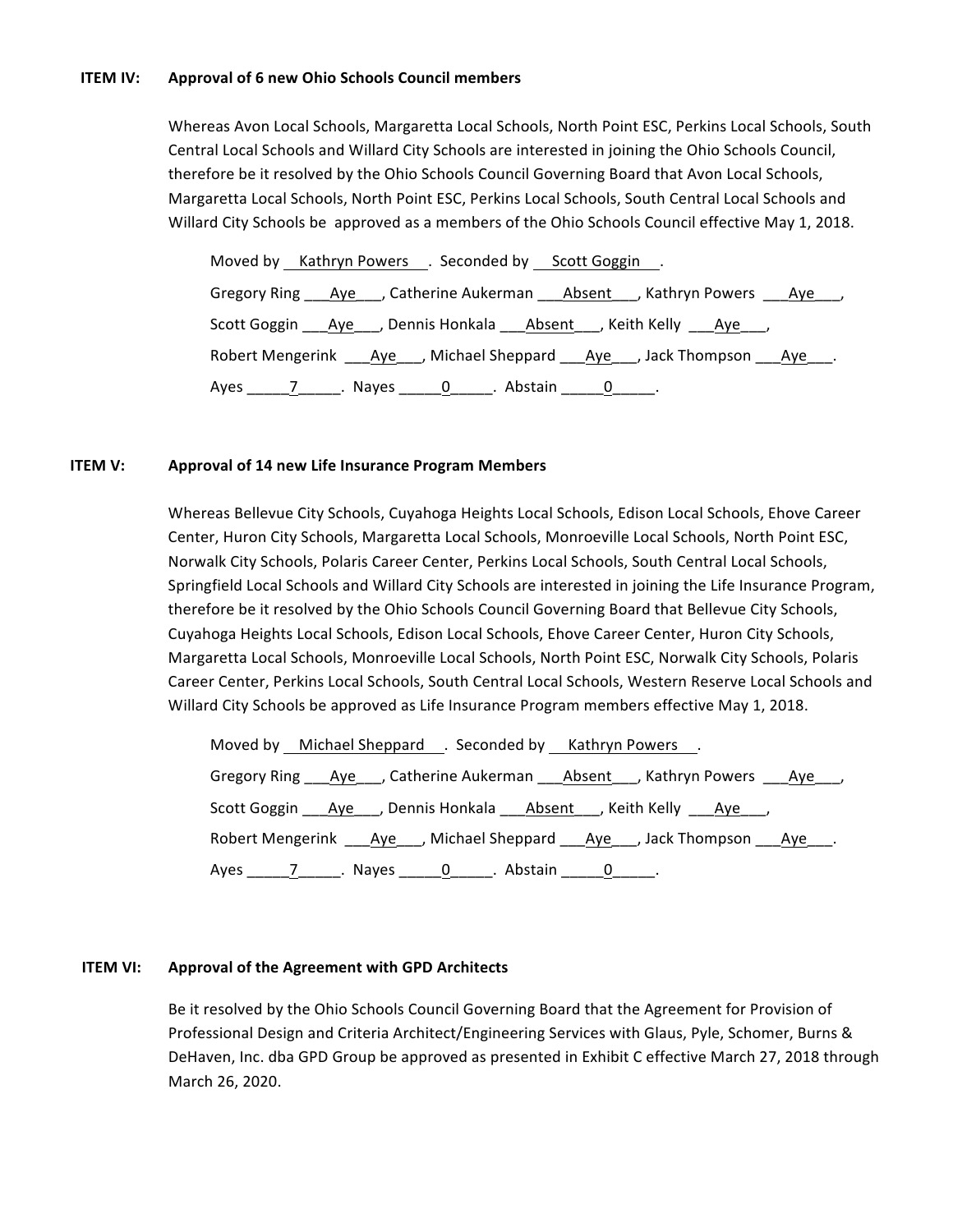**ITEM IV: Approval of 6 new Ohio Schools Council members**

Whereas Avon Local Schools, Margaretta Local Schools, North Point ESC, Perkins Local Schools, South Central Local Schools and Willard City Schools are interested in joining the Ohio Schools Council, therefore be it resolved by the Ohio Schools Council Governing Board that Avon Local Schools, Margaretta Local Schools, North Point ESC, Perkins Local Schools, South Central Local Schools and Willard City Schools be approved as a members of the Ohio Schools Council effective May 1, 2018.

Moved by Kathryn Powers. Seconded by Scott Goggin.

Gregory Ring Aye, Catherine Aukerman Absent, Kathryn Powers Aye,

Scott Goggin Aye, Dennis Honkala Absent, Keith Kelly Aye,

Robert Mengerink Aye, Michael Sheppard Aye, Jack Thompson Aye.

Ayes 7. Nayes 0. Abstain 0.

**ITEM V: Approval of 14 new Life Insurance Program Members**

Whereas Bellevue City Schools, Cuyahoga Heights Local Schools, Edison Local Schools, Ehove Career Center, Huron City Schools, Margaretta Local Schools, Monroeville Local Schools, North Point ESC, Norwalk City Schools, Polaris Career Center, Perkins Local Schools, South Central Local Schools, Springfield Local Schools and Willard City Schools are interested in joining the Life Insurance Program, therefore be it resolved by the Ohio Schools Council Governing Board that Bellevue City Schools, Cuyahoga Heights Local Schools, Edison Local Schools, Ehove Career Center, Huron City Schools, Margaretta Local Schools, Monroeville Local Schools, North Point ESC, Norwalk City Schools, Polaris Career Center, Perkins Local Schools, South Central Local Schools, Western Reserve Local Schools and Willard City Schools be approved as Life Insurance Program members effective May 1, 2018.

Moved by Michael Sheppard. Seconded by Kathryn Powers.

Gregory Ring Aye, Catherine Aukerman Absent, Kathryn Powers Aye,

Scott Goggin Aye, Dennis Honkala Absent, Keith Kelly Aye,

Robert Mengerink Aye, Michael Sheppard Aye, Jack Thompson Aye.

Ayes 7. Nayes 0. Abstain 0.

**ITEM VI: Approval of the Agreement with GPD Architects**

Be it resolved by the Ohio Schools Council Governing Board that the Agreement for Provision of Professional Design and Criteria Architect/Engineering Services with Glaus, Pyle, Schomer, Burns & DeHaven, Inc. dba GPD Group be approved as presented in Exhibit C effective March 27, 2018 through March 26, 2020.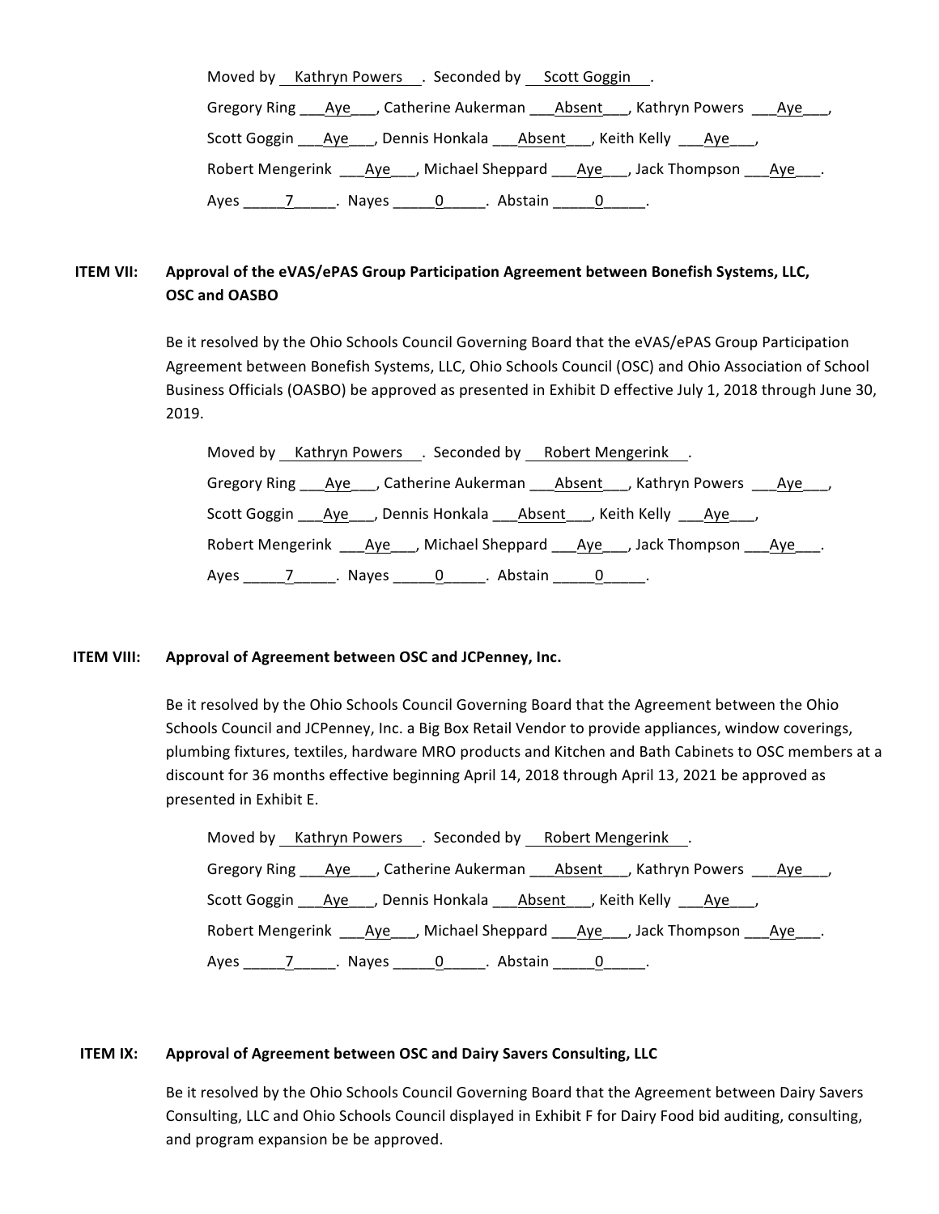Moved by Kathryn Powers. Seconded by Scott Goggin.

Gregory Ring Aye, Catherine Aukerman Absent, Kathryn Powers Aye,

Scott Goggin Aye, Dennis Honkala Absent, Keith Kelly Aye,

Robert Mengerink Aye, Michael Sheppard Aye, Jack Thompson Aye.

Ayes 7. Nayes 0. Abstain 0.

**ITEM VII: Approval of the eVAS/ePAS Group Participation Agreement between Bonefish Systems, LLC, OSC and OASBO**

Be it resolved by the Ohio Schools Council Governing Board that the eVAS/ePAS Group Participation Agreement between Bonefish Systems, LLC, Ohio Schools Council (OSC) and Ohio Association of School Business Officials (OASBO) be approved as presented in Exhibit D effective July 1, 2018 through June 30, 2019.

Moved by Kathryn Powers. Seconded by Robert Mengerink.

Gregory Ring Aye, Catherine Aukerman Absent, Kathryn Powers Aye,

Scott Goggin Aye, Dennis Honkala Absent, Keith Kelly Aye,

Robert Mengerink Aye, Michael Sheppard Aye, Jack Thompson Aye.

Ayes 7. Nayes 0. Abstain 0.

**ITEM VIII: Approval of Agreement between OSC and JCPenney, Inc.**

Be it resolved by the Ohio Schools Council Governing Board that the Agreement between the Ohio Schools Council and JCPenney, Inc. a Big Box Retail Vendor to provide appliances, window coverings, plumbing fixtures, textiles, hardware MRO products and Kitchen and Bath Cabinets to OSC members at a discount for 36 months effective beginning April 14, 2018 through April 13, 2021 be approved as presented in Exhibit E.

Moved by Kathryn Powers. Seconded by Robert Mengerink.

Gregory Ring Aye, Catherine Aukerman Absent, Kathryn Powers Aye,

Scott Goggin Aye, Dennis Honkala Absent, Keith Kelly Aye,

Robert Mengerink Aye, Michael Sheppard Aye, Jack Thompson Aye.

Ayes 7. Nayes 0. Abstain 0.

**ITEM IX: Approval of Agreement between OSC and Dairy Savers Consulting, LLC**

Be it resolved by the Ohio Schools Council Governing Board that the Agreement between Dairy Savers Consulting, LLC and Ohio Schools Council displayed in Exhibit F for Dairy Food bid auditing, consulting, and program expansion be be approved.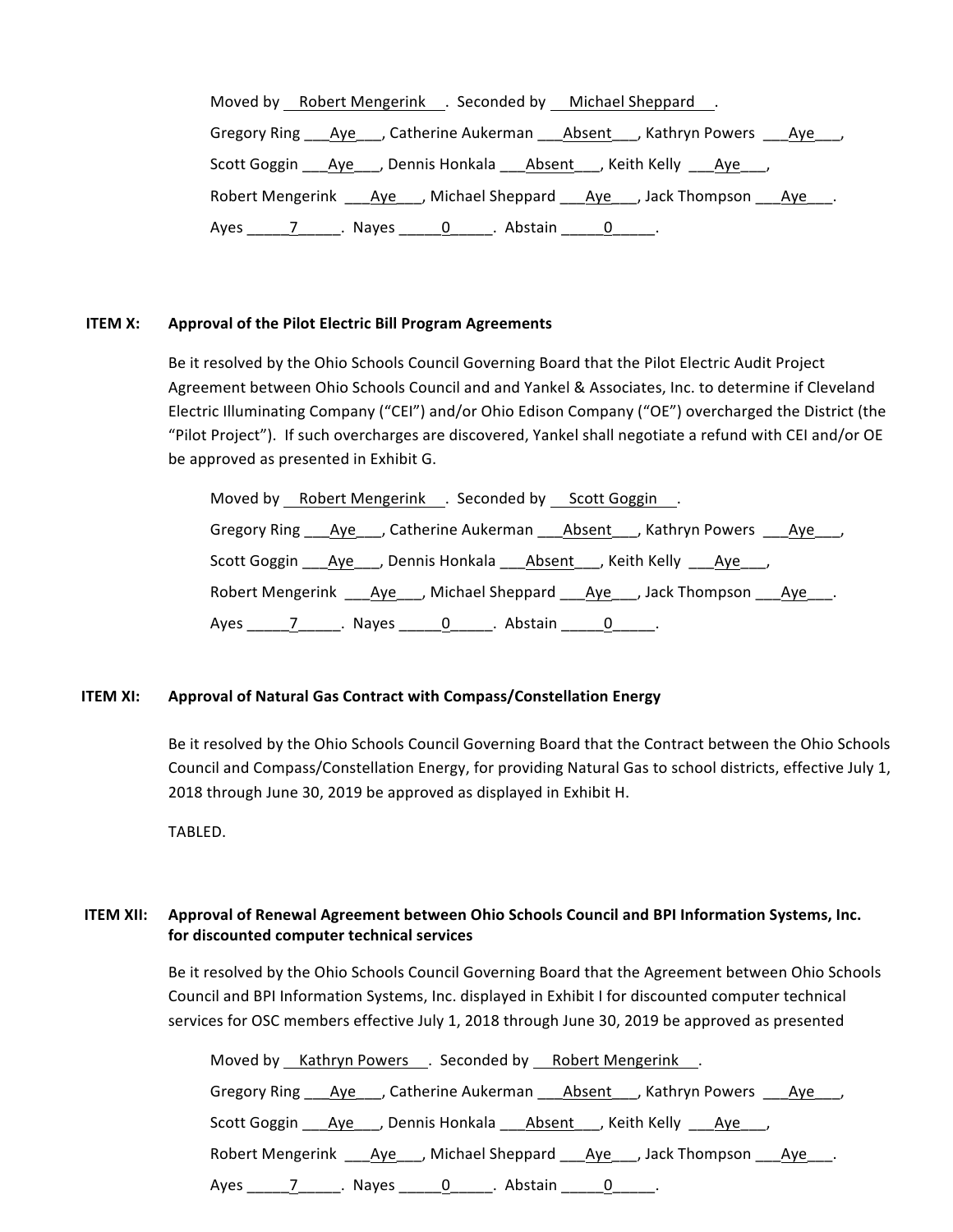Moved by Robert Mengerink . Seconded by Michael Sheppard .

Gregory Ring Aye, Catherine Aukerman Absent, Kathryn Powers Aye,

Scott Goggin Aye, Dennis Honkala Absent, Keith Kelly Aye,

Robert Mengerink Aye, Michael Sheppard Aye, Jack Thompson Aye.

Ayes 7. Nayes 0. Abstain 0.

**ITEM X: Approval of the Pilot Electric Bill Program Agreements**

Be it resolved by the Ohio Schools Council Governing Board that the Pilot Electric Audit Project Agreement between Ohio Schools Council and and Yankel & Associates, Inc. to determine if Cleveland Electric Illuminating Company ("CEI") and/or Ohio Edison Company ("OE") overcharged the District (the "Pilot Project"). If such overcharges are discovered, Yankel shall negotiate a refund with CEI and/or OE be approved as presented in Exhibit G.

Moved by Robert Mengerink . Seconded by Scott Goggin .

Gregory Ring Aye, Catherine Aukerman Absent, Kathryn Powers Aye,

Scott Goggin Aye, Dennis Honkala Absent, Keith Kelly Aye,

Robert Mengerink Aye, Michael Sheppard Aye, Jack Thompson Aye.

Ayes 7. Nayes 0. Abstain 0.

**ITEM XI: Approval of Natural Gas Contract with Compass/Constellation Energy**

Be it resolved by the Ohio Schools Council Governing Board that the Contract between the Ohio Schools Council and Compass/Constellation Energy, for providing Natural Gas to school districts, effective July 1, 2018 through June 30, 2019 be approved as displayed in Exhibit H.

TABLED.

**ITEM XII: Approval of Renewal Agreement between Ohio Schools Council and BPI Information Systems, Inc. for discounted computer technical services**

Be it resolved by the Ohio Schools Council Governing Board that the Agreement between Ohio Schools Council and BPI Information Systems, Inc. displayed in Exhibit I for discounted computer technical services for OSC members effective July 1, 2018 through June 30, 2019 be approved as presented

Moved by Kathryn Powers . Seconded by Robert Mengerink .

Gregory Ring Aye, Catherine Aukerman Absent, Kathryn Powers Aye,

Scott Goggin Aye, Dennis Honkala Absent, Keith Kelly Aye,

Robert Mengerink Aye, Michael Sheppard Aye, Jack Thompson Aye.

Ayes 7. Nayes 0. Abstain 0.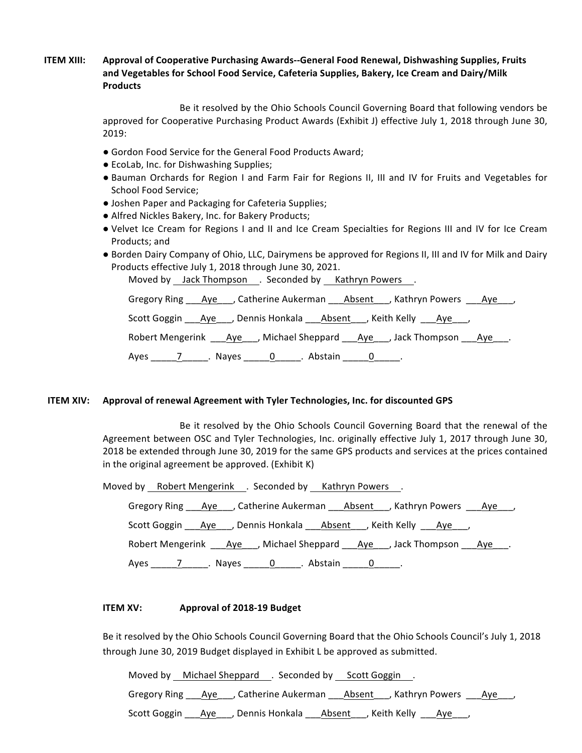**ITEM XIII: Approval of Cooperative Purchasing Awards--General Food Renewal, Dishwashing Supplies, Fruits and Vegetables for School Food Service, Cafeteria Supplies, Bakery, Ice Cream and Dairy/Milk Products**

Be it resolved by the Ohio Schools Council Governing Board that following vendors be approved for Cooperative Purchasing Product Awards (Exhibit J) effective July 1, 2018 through June 30, 2019:

- Gordon Food Service for the General Food Products Award;
- EcoLab, Inc. for Dishwashing Supplies;
- Bauman Orchards for Region I and Farm Fair for Regions II, III and IV for Fruits and Vegetables for School Food Service;
- Joshen Paper and Packaging for Cafeteria Supplies;
- Alfred Nickles Bakery, Inc. for Bakery Products;
- Velvet Ice Cream for Regions I and II and Ice Cream Specialties for Regions III and IV for Ice Cream Products; and
- Borden Dairy Company of Ohio, LLC, Dairymens be approved for Regions II, III and IV for Milk and Dairy Products effective July 1, 2018 through June 30, 2021.

Moved by Jack Thompson. Seconded by Kathryn Powers.

Gregory Ring Aye, Catherine Aukerman Absent, Kathryn Powers Aye,

Scott Goggin Aye, Dennis Honkala Absent, Keith Kelly Aye,

Robert Mengerink Aye, Michael Sheppard Aye, Jack Thompson Aye.

Ayes 7. Nayes 0. Abstain 0.

**ITEM XIV: Approval of renewal Agreement with Tyler Technologies, Inc. for discounted GPS**

Be it resolved by the Ohio Schools Council Governing Board that the renewal of the Agreement between OSC and Tyler Technologies, Inc. originally effective July 1, 2017 through June 30, 2018 be extended through June 30, 2019 for the same GPS products and services at the prices contained in the original agreement be approved. (Exhibit K)

Moved by Robert Mengerink. Seconded by Kathryn Powers.

Gregory Ring Aye, Catherine Aukerman Absent, Kathryn Powers Aye,

Scott Goggin Aye, Dennis Honkala Absent, Keith Kelly Aye,

Robert Mengerink Aye, Michael Sheppard Aye, Jack Thompson Aye.

Ayes 7. Nayes 0. Abstain 0.

**ITEM XV: Approval of 2018-19 Budget**

Be it resolved by the Ohio Schools Council Governing Board that the Ohio Schools Council's July 1, 2018 through June 30, 2019 Budget displayed in Exhibit L be approved as submitted.

Moved by Michael Sheppard. Seconded by Scott Goggin.

Gregory Ring Aye, Catherine Aukerman Absent, Kathryn Powers Aye,

Scott Goggin Aye, Dennis Honkala Absent, Keith Kelly Aye,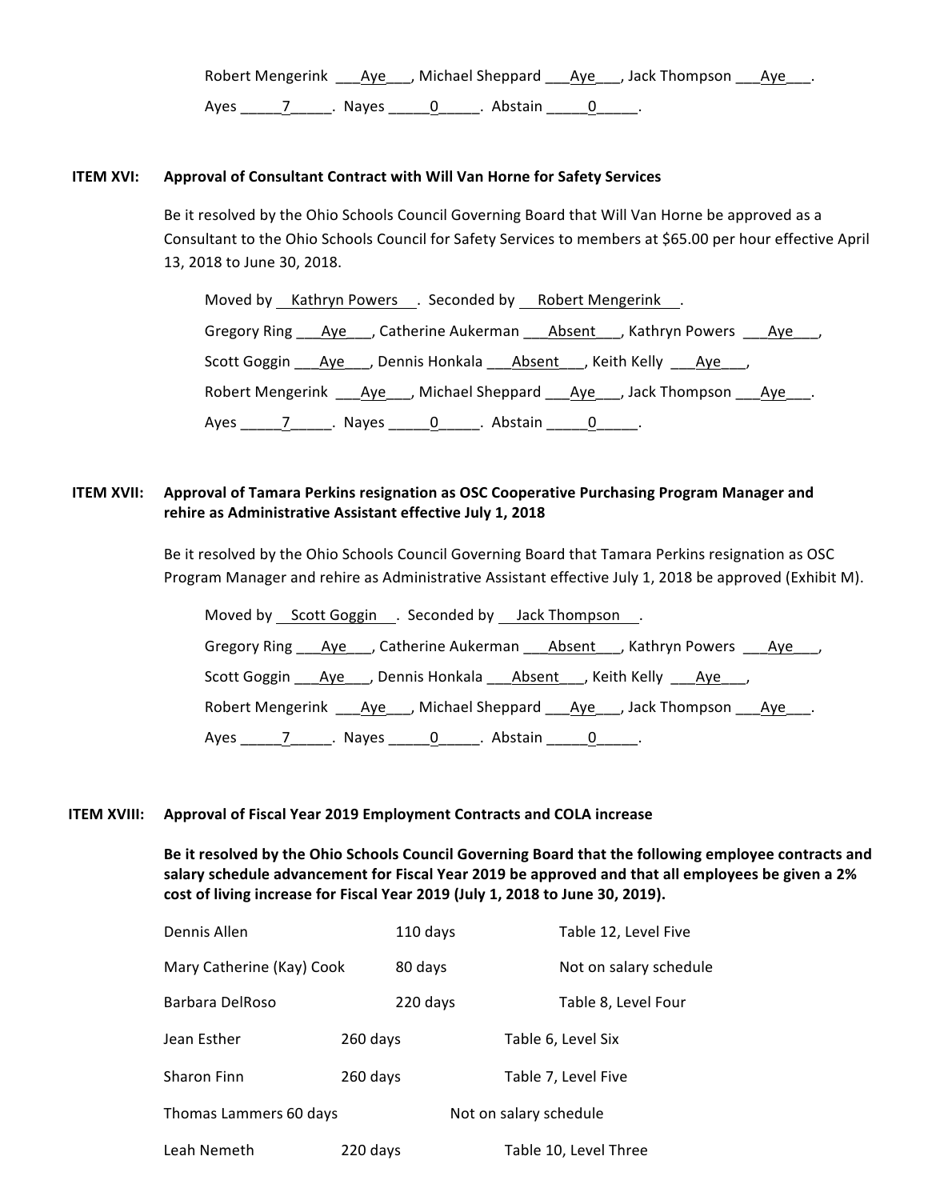Robert Mengerink ___Aye___, Michael Sheppard ___Aye___, Jack Thompson ___Aye___.

Ayes _____7_____. Nayes _____0_____. Abstain _____0_____.

**ITEM XVI: Approval of Consultant Contract with Will Van Horne for Safety Services**

Be it resolved by the Ohio Schools Council Governing Board that Will Van Horne be approved as a Consultant to the Ohio Schools Council for Safety Services to members at $65.00 per hour effective April 13, 2018 to June 30, 2018.

Moved by Kathryn Powers. Seconded by Robert Mengerink.

Gregory Ring ___Aye___, Catherine Aukerman ___Absent___, Kathryn Powers ___Aye___,

Scott Goggin ___Aye___, Dennis Honkala ___Absent___, Keith Kelly ___Aye___,

Robert Mengerink ___Aye___, Michael Sheppard ___Aye___, Jack Thompson ___Aye___.

Ayes _____7_____. Nayes _____0_____. Abstain _____0_____.

**ITEM XVII: Approval of Tamara Perkins resignation as OSC Cooperative Purchasing Program Manager and rehire as Administrative Assistant effective July 1, 2018**

Be it resolved by the Ohio Schools Council Governing Board that Tamara Perkins resignation as OSC Program Manager and rehire as Administrative Assistant effective July 1, 2018 be approved (Exhibit M).

Moved by Scott Goggin. Seconded by Jack Thompson.

Gregory Ring ___Aye___, Catherine Aukerman ___Absent___, Kathryn Powers ___Aye___,

Scott Goggin ___Aye___, Dennis Honkala ___Absent___, Keith Kelly ___Aye___,

Robert Mengerink ___Aye___, Michael Sheppard ___Aye___, Jack Thompson ___Aye___.

Ayes _____7_____. Nayes _____0_____. Abstain _____0_____.

**ITEM XVIII: Approval of Fiscal Year 2019 Employment Contracts and COLA increase**

**Be it resolved by the Ohio Schools Council Governing Board that the following employee contracts and salary schedule advancement for Fiscal Year 2019 be approved and that all employees be given a 2% cost of living increase for Fiscal Year 2019 (July 1, 2018 to June 30, 2019).**

| | | |
|---|---|---|
| Dennis Allen | 110 days | Table 12, Level Five |
| Mary Catherine (Kay) Cook | 80 days | Not on salary schedule |
| Barbara DelRoso | 220 days | Table 8, Level Four |
| Jean Esther | 260 days | Table 6, Level Six |
| Sharon Finn | 260 days | Table 7, Level Five |
| Thomas Lammers | 60 days | Not on salary schedule |
| Leah Nemeth | 220 days | Table 10, Level Three |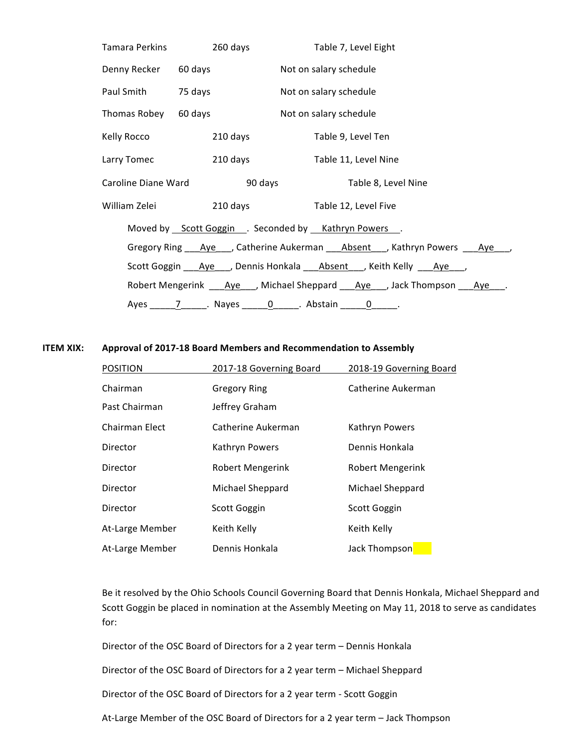| | | |
|---|---|---|
| Tamara Perkins | 260 days | Table 7, Level Eight |
| Denny Recker | 60 days | Not on salary schedule |
| Paul Smith | 75 days | Not on salary schedule |
| Thomas Robey | 60 days | Not on salary schedule |
| Kelly Rocco | 210 days | Table 9, Level Ten |
| Larry Tomec | 210 days | Table 11, Level Nine |
| Caroline Diane Ward | 90 days | Table 8, Level Nine |
| William Zelei | 210 days | Table 12, Level Five |

Moved by Scott Goggin. Seconded by Kathryn Powers.

Gregory Ring Aye, Catherine Aukerman Absent, Kathryn Powers Aye, Scott Goggin Aye, Dennis Honkala Absent, Keith Kelly Aye, Robert Mengerink Aye, Michael Sheppard Aye, Jack Thompson Aye.

Ayes 7. Nayes 0. Abstain 0.

**ITEM XIX: Approval of 2017-18 Board Members and Recommendation to Assembly**

| POSITION | 2017-18 Governing Board | 2018-19 Governing Board |
|---|---|---|
| Chairman | Gregory Ring | Catherine Aukerman |
| Past Chairman | Jeffrey Graham | |
| Chairman Elect | Catherine Aukerman | Kathryn Powers |
| Director | Kathryn Powers | Dennis Honkala |
| Director | Robert Mengerink | Robert Mengerink |
| Director | Michael Sheppard | Michael Sheppard |
| Director | Scott Goggin | Scott Goggin |
| At-Large Member | Keith Kelly | Keith Kelly |
| At-Large Member | Dennis Honkala | Jack Thompson |

Be it resolved by the Ohio Schools Council Governing Board that Dennis Honkala, Michael Sheppard and Scott Goggin be placed in nomination at the Assembly Meeting on May 11, 2018 to serve as candidates for:

Director of the OSC Board of Directors for a 2 year term – Dennis Honkala

Director of the OSC Board of Directors for a 2 year term – Michael Sheppard

Director of the OSC Board of Directors for a 2 year term - Scott Goggin

At-Large Member of the OSC Board of Directors for a 2 year term – Jack Thompson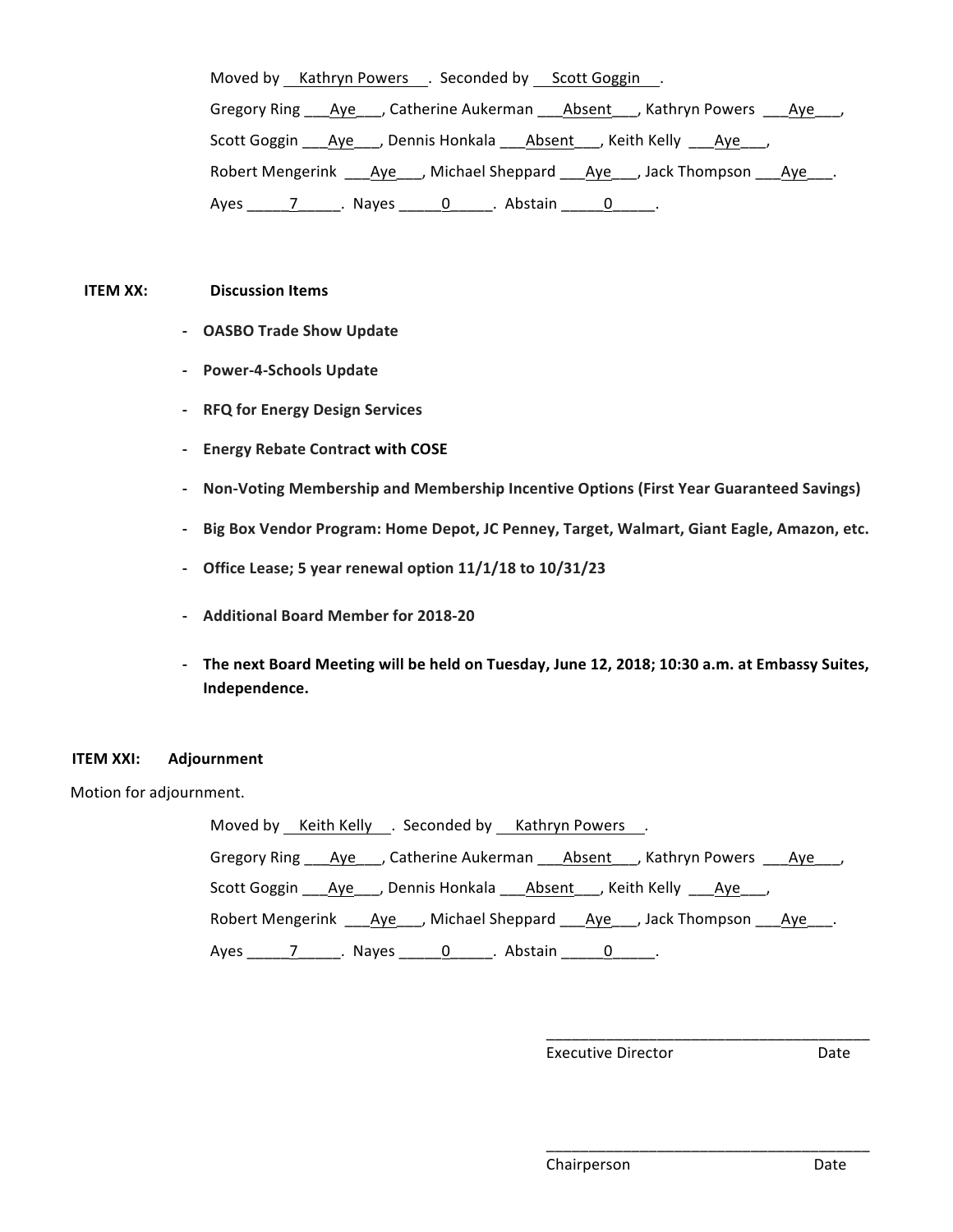Moved by Kathryn Powers. Seconded by Scott Goggin.

Gregory Ring ___Aye___, Catherine Aukerman ___Absent___, Kathryn Powers ___Aye___,

Scott Goggin ___Aye___, Dennis Honkala ___Absent___, Keith Kelly ___Aye___,

Robert Mengerink ___Aye___, Michael Sheppard ___Aye___, Jack Thompson ___Aye___.

Ayes _____7_____. Nayes _____0_____. Abstain _____0_____.

**ITEM XX: Discussion Items**

- **OASBO Trade Show Update**
- **Power-4-Schools Update**
- **RFQ for Energy Design Services**
- **Energy Rebate Contract with COSE**
- **Non-Voting Membership and Membership Incentive Options (First Year Guaranteed Savings)**
- **Big Box Vendor Program: Home Depot, JC Penney, Target, Walmart, Giant Eagle, Amazon, etc.**
- **Office Lease; 5 year renewal option 11/1/18 to 10/31/23**
- **Additional Board Member for 2018-20**
- **The next Board Meeting will be held on Tuesday, June 12, 2018; 10:30 a.m. at Embassy Suites, Independence.**

**ITEM XXI: Adjournment**

Motion for adjournment.

Moved by Keith Kelly. Seconded by Kathryn Powers.

Gregory Ring ___Aye___, Catherine Aukerman ___Absent___, Kathryn Powers ___Aye___,

Scott Goggin ___Aye___, Dennis Honkala ___Absent___, Keith Kelly ___Aye___,

Robert Mengerink ___Aye___, Michael Sheppard ___Aye___, Jack Thompson ___Aye___.

Ayes _____7_____. Nayes _____0_____. Abstain _____0_____.

________________________________________
Executive Director Date

________________________________________
Chairperson Date